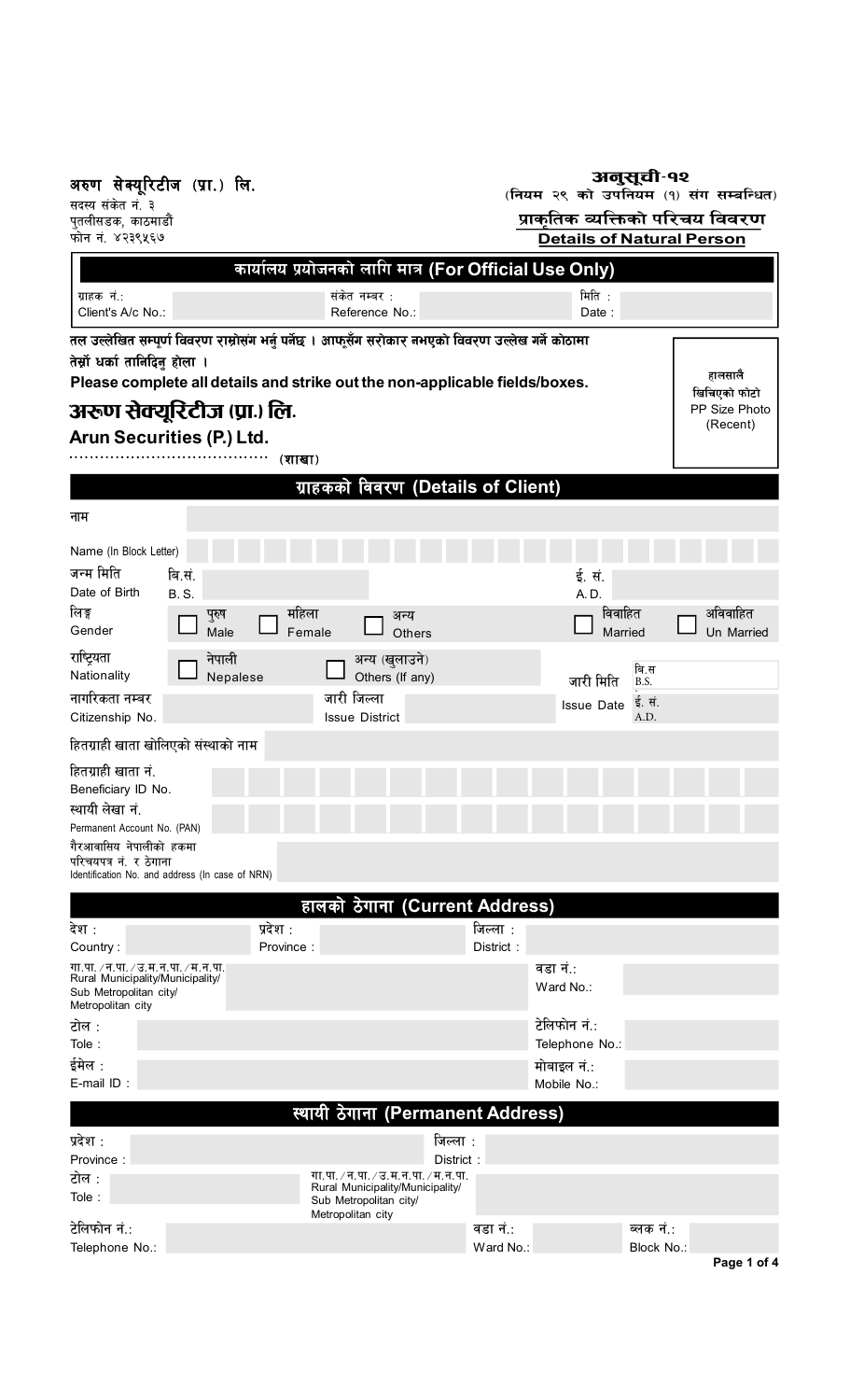अरुण सेक्यूरिटीज (प्रा.) लि.
सदस्य संकेत नं. ३
पुतलीसडक, काठमाडौं
फोन नं. ४२३९५६७

**अनुसूची-१२**
(नियम २९ को उपनियम (१) संग सम्बन्धित)

**प्राकृतिक व्यक्तिको परिचय विवरण**
**Details of Natural Person**

## कार्यालय प्रयोजनको लागि मात्र (For Official Use Only)

| ग्राहक नं.: Client's A/c No.: | | संकेत नम्बर : Reference No.: | | मिति : Date : | |
|---|---|---|---|---|---|

**तल उल्लेखित सम्पूर्ण विवरण राम्रोसंग भर्नु पर्नेछ । आफूसँग सरोकार नभएको विवरण उल्लेख गर्ने कोठामा तेर्स्रो धर्का तानिदिनु होला ।**
**Please complete all details and strike out the non-applicable fields/boxes.**

हालसालै खिचिएको फोटो
PP Size Photo (Recent)

# अरुण सेक्यूरिटीज (प्रा.) लि.
## Arun Securities (P.) Ltd.

................................... (शाखा)

## ग्राहकको विवरण (Details of Client)

नाम

Name (In Block Letter)

| | | | |
|---|---|---|---|
| जन्म मिति Date of Birth | वि.सं. B.S. | | ई. सं. A.D. |
| लिङ्ग Gender | ☐ पुरुष Male ☐ महिला Female ☐ अन्य Others | | ☐ विवाहित Married ☐ अविवाहित Un Married |
| राष्ट्रियता Nationality | ☐ नेपाली Nepalese ☐ अन्य (खुलाउने) Others (If any) | | जारी मिति Issue Date: वि.स B.S. / ई. सं. A.D. |
| नागरिकता नम्बर Citizenship No. | | जारी जिल्ला Issue District | |

हितग्राही खाता खोलिएको संस्थाको नाम

हितग्राही खाता नं. Beneficiary ID No.

स्थायी लेखा नं. Permanent Account No. (PAN)

गैरआवासिय नेपालीको हकमा परिचयपत्र नं. र ठेगाना Identification No. and address (In case of NRN)

## हालको ठेगाना (Current Address)

| | | | | | |
|---|---|---|---|---|---|
| देश : Country : | | प्रदेश : Province : | | जिल्ला : District : | |
| गा.पा. /न.पा. /उ.म.न.पा. /म.न.पा. Rural Municipality/Municipality/ Sub Metropolitan city/ Metropolitan city | | | | वडा नं.: Ward No.: | |
| टोल : Tole : | | | | टेलिफोन नं.: Telephone No.: | |
| ईमेल : E-mail ID : | | | | मोबाइल नं.: Mobile No.: | |

## स्थायी ठेगाना (Permanent Address)

| | | | | | |
|---|---|---|---|---|---|
| प्रदेश : Province : | | जिल्ला : District : | | | |
| टोल : Tole : | | गा.पा. /न.पा. /उ.म.न.पा. /म.न.पा. Rural Municipality/Municipality/ Sub Metropolitan city/ Metropolitan city | | | |
| टेलिफोन नं.: Telephone No.: | | वडा नं.: Ward No.: | | ब्लक नं.: Block No.: | |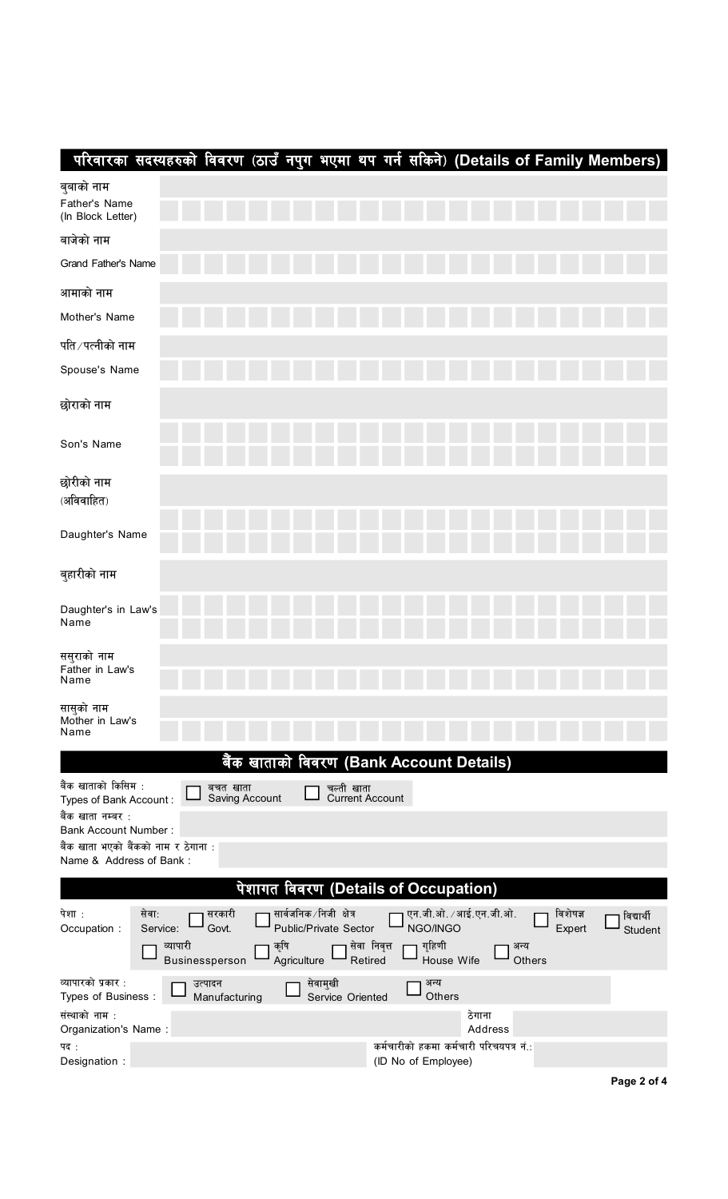## परिवारका सदस्यहरुको विवरण (ठाउँ नपुग भएमा थप गर्न सकिने) (Details of Family Members)

| | |
|---|---|
| बुबाको नाम<br>Father's Name<br>(In Block Letter) | |
| बाजेको नाम<br>Grand Father's Name | |
| आमाको नाम<br>Mother's Name | |
| पति/पत्नीको नाम<br>Spouse's Name | |
| छोराको नाम<br>Son's Name | |
| छोरीको नाम<br>(अविवाहित)<br>Daughter's Name | |
| बुहारीको नाम<br>Daughter's in Law's Name | |
| ससुराको नाम<br>Father in Law's Name | |
| सासुको नाम<br>Mother in Law's Name | |

## बैंक खाताको विवरण (Bank Account Details)

बैंक खाताको किसिम : Types of Bank Account : ☐ बचत खाता Saving Account ☐ चल्ती खाता Current Account

बैंक खाता नम्बर : Bank Account Number :

बैंक खाता भएको बैंकको नाम र ठेगाना : Name & Address of Bank :

## पेशागत विवरण (Details of Occupation)

पेशा : Occupation :

सेवा: Service: ☐ सरकारी Govt. ☐ सार्वजनिक/निजी क्षेत्र Public/Private Sector ☐ एन.जी.ओ./आई.एन.जी.ओ. NGO/INGO ☐ विशेषज्ञ Expert ☐ विद्यार्थी Student

☐ व्यापारी Businessperson ☐ कृषि Agriculture ☐ सेवा निवृत्त Retired ☐ गृहिणी House Wife ☐ अन्य Others

व्यापारको प्रकार : Types of Business : ☐ उत्पादन Manufacturing ☐ सेवामुखी Service Oriented ☐ अन्य Others

संस्थाको नाम : Organization's Name : ठेगाना Address

पद : Designation : कर्मचारीको हकमा कर्मचारी परिचयपत्र नं.: (ID No of Employee)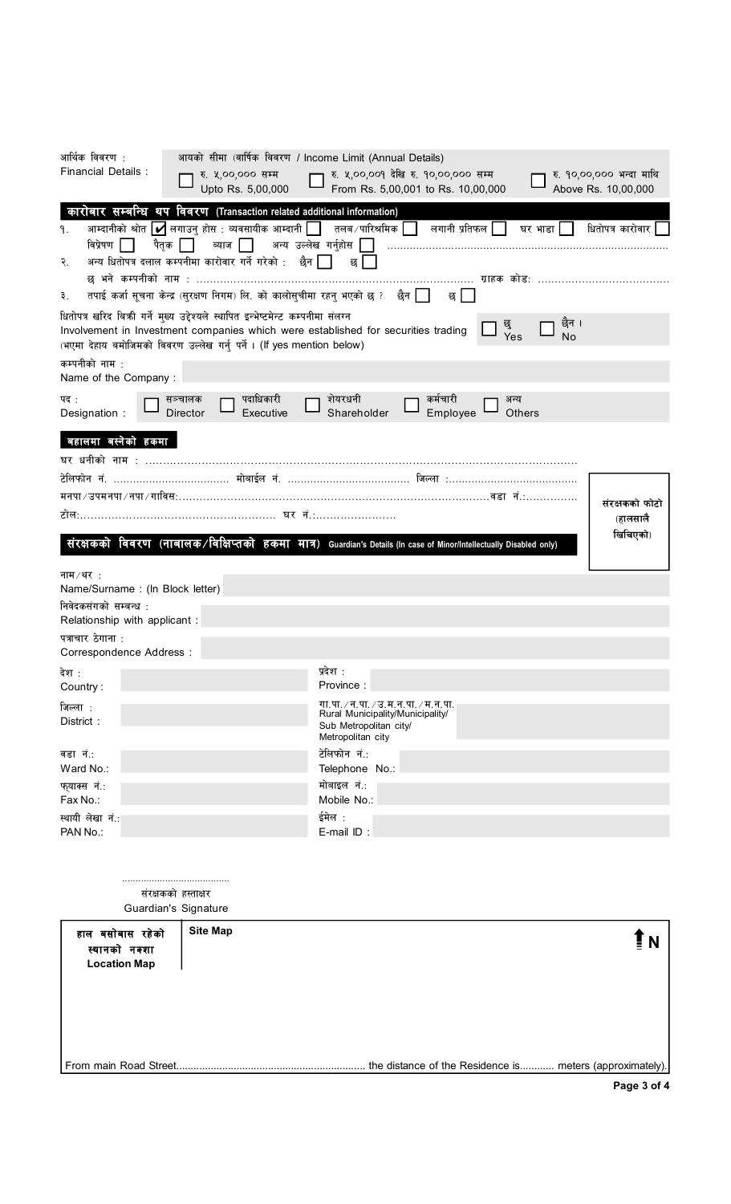आर्थिक विवरण : Financial Details : आयको सीमा (वार्षिक विवरण / Income Limit (Annual Details)

☐ रु. ५,००,००० सम्म Upto Rs. 5,00,000 ☐ रु. ५,००,००१ देखि रु. १०,००,००० सम्म From Rs. 5,00,001 to Rs. 10,00,000 ☐ रु. १०,००,००० भन्दा माथि Above Rs. 10,00,000

## कारोबार सम्बन्धि थप विवरण (Transaction related additional information)

१. आम्दानीको श्रोत ☑ लगाउनु होस : व्यवसायीक आम्दानी ☐ तलब/पारिश्रमिक ☐ लगानी प्रतिफल ☐ घर भाडा ☐ धितोपत्र कारोबार ☐ विप्रेषण ☐ पैतृक ☐ ब्याज ☐ अन्य उल्लेख गर्नुहोस ☐ ..........................................................................................

२. अन्य धितोपत्र दलाल कम्पनीमा कारोबार गर्ने गरेको : छैन ☐ छ ☐

छ भने कम्पनीको नाम : .......................................................................................... ग्राहक कोड: ......................................

३. तपाई कर्जा सूचना केन्द्र (सुरक्षण निगम) लि. को कालोसुचीमा रहनु भएको छ ? छैन ☐ छ ☐

धितोपत्र खरिद बिक्री गर्ने मुख्य उद्देश्यले स्थापित इन्भेष्टमेन्ट कम्पनीमा संलग्न
Involvement in Investment companies which were established for securities trading ☐ छ Yes ☐ छैन । No
(भएमा देहाय बमोजिमको विवरण उल्लेख गर्नु पर्ने । (If yes mention below)

कम्पनीको नाम : Name of the Company :

पद : Designation : ☐ सञ्चालक Director ☐ पदाधिकारी Executive ☐ शेयरधनी Shareholder ☐ कर्मचारी Employee ☐ अन्य Others

## बहालमा बस्नेको हकमा

घर धनीको नाम : ..............................................................................................................................

टेलिफोन नं. .................................. मोबाईल नं. .................................... जिल्ला :.......................................

मनपा/उपमनपा/नपा/गाविस:........................................................................................................वडा नं.:..............

टोल:...................................................... घर नं.:......................

संरक्षकको फोटो (हालसालै खिचिएको)

## संरक्षकको विवरण (नाबालक/विक्षिप्तको हकमा मात्र) Guardian's Details (In case of Minor/Intellectually Disabled only)

नाम/थर : Name/Surname : (In Block letter)

निवेदकसंगको सम्बन्ध : Relationship with applicant :

पत्राचार ठेगाना : Correspondence Address :

| | |
|---|---|
| देश : Country : | प्रदेश : Province : |
| जिल्ला : District : | गा.पा./न.पा./उ.म.न.पा./म.न.पा. Rural Municipality/Municipality/ Sub Metropolitan city/ Metropolitan city |
| वडा नं.: Ward No.: | टेलिफोन नं.: Telephone No.: |
| फ्याक्स नं.: Fax No.: | मोबाइल नं.: Mobile No.: |
| स्थायी लेखा नं.: PAN No.: | ईमेल : E-mail ID : |

........................................
संरक्षकको हस्ताक्षर
Guardian's Signature

| हाल बसोबास रहेको स्थानको नक्शा Location Map | Site Map N |
|---|---|

From main Road Street................................................................ the distance of the Residence is........... meters (approximately).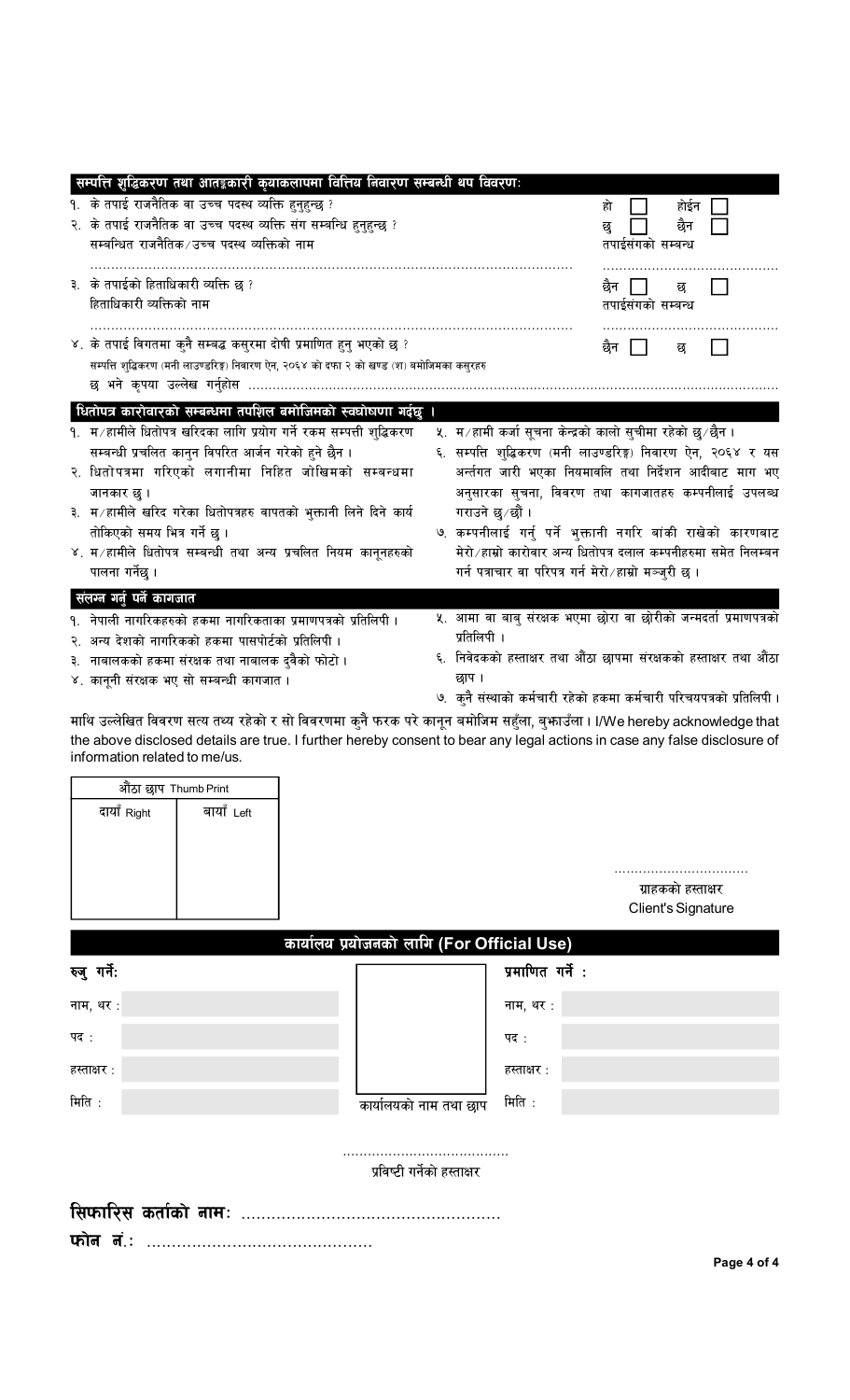## सम्पत्ति शुद्धिकरण तथा आतङ्ककारी कृयाकलापमा वित्तिय निवारण सम्बन्धी थप विवरणः

१. के तपाई राजनैतिक वा उच्च पदस्थ व्यक्ति हुनुहुन्छ ? हो ☐ होईन ☐

२. के तपाई राजनैतिक वा उच्च पदस्थ व्यक्ति संग सम्बन्धि हुनुहुन्छ ? छ ☐ छैन ☐

सम्बन्धित राजनैतिक/उच्च पदस्थ व्यक्तिको नाम ………………………………… तपाईसंगको सम्बन्ध …………………………

३. के तपाईको हिताधिकारी व्यक्ति छ ? छैन ☐ छ ☐

हिताधिकारी व्यक्तिको नाम ………………………………… तपाईसंगको सम्बन्ध …………………………

४. के तपाई विगतमा कुनै सम्बद्ध कसुरमा दोषी प्रमाणित हुनु भएको छ ? छैन ☐ छ ☐

सम्पत्ति शुद्धिकरण (मनी लाउण्डरिङ्ग) निवारण ऐन, २०६४ को दफा २ को खण्ड (श) बमोजिमका कसुरहरु

छ भने कृपया उल्लेख गर्नुहोस …………………………………………………………………………

## धितोपत्र कारोवारको सम्बन्धमा तपशिल बमोजिमको स्वघोषणा गर्दछु ।

१. म/हामीले धितोपत्र खरिदका लागि प्रयोग गर्ने रकम सम्पत्ती शुद्धिकरण सम्बन्धी प्रचलित कानुन विपरित आर्जन गरेको हुने छैन ।

२. धितोपत्रमा गरिएको लगानीमा निहित जोखिमको सम्बन्धमा जानकार छु ।

३. म/हामीले खरिद गरेका धितोपत्रहरु वापतको भुक्तानी लिने दिने कार्य तोकिएको समय भित्र गर्ने छु ।

४. म/हामीले धितोपत्र सम्बन्धी तथा अन्य प्रचलित नियम कानूनहरुको पालना गर्नेछु ।

५. म/हामी कर्जा सूचना केन्द्रको कालो सुचीमा रहेको छु/छैन ।

६. सम्पत्ति शुद्धिकरण (मनी लाउण्डरिङ्ग) निवारण ऐन, २०६४ र यस अर्न्तगत जारी भएका नियमावलि तथा निर्देशन आदीबाट माग भए अनुसारका सुचना, विवरण तथा कागजातहरु कम्पनीलाई उपलब्ध गराउने छु/छौं ।

७. कम्पनीलाई गर्नु पर्ने भुक्तानी नगरि बांकी राखेको कारणबाट मेरो/हाम्रो कारोबार अन्य धितोपत्र दलाल कम्पनीहरुमा समेत निलम्बन गर्न पत्राचार वा परिपत्र गर्न मेरो/हाम्रो मञ्जुरी छ ।

## संलग्न गर्नु पर्ने कागजात

१. नेपाली नागरिकहरुको हकमा नागरिकताका प्रमाणपत्रको प्रतिलिपी ।

२. अन्य देशको नागरिकको हकमा पासपोर्टको प्रतिलिपी ।

३. नाबालकको हकमा संरक्षक तथा नाबालक दुवैको फोटो ।

४. कानूनी संरक्षक भए सो सम्बन्धी कागजात ।

५. आमा वा बाबु संरक्षक भएमा छोरा वा छोरीको जन्मदर्ता प्रमाणपत्रको प्रतिलिपी ।

६. निवेदकको हस्ताक्षर तथा औंठा छापमा संरक्षकको हस्ताक्षर तथा औंठा छाप ।

७. कुनै संस्थाको कर्मचारी रहेको हकमा कर्मचारी परिचयपत्रको प्रतिलिपी ।

माथि उल्लेखित विवरण सत्य तथ्य रहेको र सो विवरणमा कुनै फरक परे कानून बमोजिम सहुँला, बुझाउँला । I/We hereby acknowledge that the above disclosed details are true. I further hereby consent to bear any legal actions in case any false disclosure of information related to me/us.

| औंठा छाप Thumb Print | |
|---|---|
| दायाँ Right | बायाँ Left |
| | |

…………………………

ग्राहकको हस्ताक्षर
Client's Signature

## कार्यालय प्रयोजनको लागि (For Official Use)

| रुजु गर्नेः | | | प्रमाणित गर्ने : | |
|---|---|---|---|---|
| नाम, थर : | | | नाम, थर : | |
| पद : | | | पद : | |
| हस्ताक्षर : | | | हस्ताक्षर : | |
| मिति : | | कार्यालयको नाम तथा छाप | मिति : | |

…………………………………

प्रविष्टी गर्नेको हस्ताक्षर

**सिफारिस कर्ताको नामः** ……………………………………………

**फोन नं.:** ………………………………………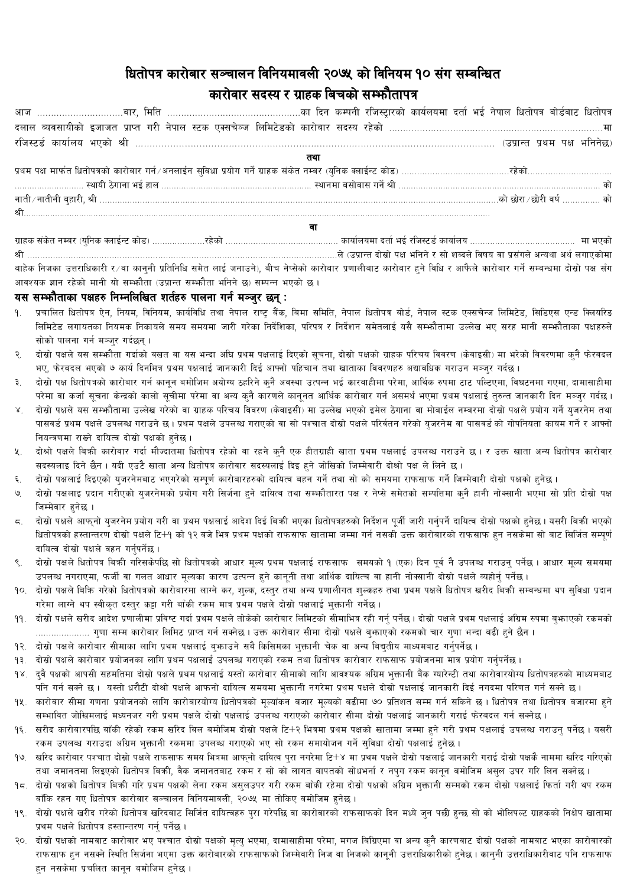# धितोपत्र कारोबार सञ्चालन विनियमावली २०७५ को विनियम १० संग सम्बन्धित
# कारोवार सदस्य र ग्राहक बिचको सम्झौतापत्र

आज ..............................बार, मिति ................................................का दिन कम्पनी रजिस्ट्रारको कार्यालयमा दर्ता भई नेपाल धितोपत्र बोर्डबाट धितोपत्र दलाल व्यवसायीको इजाजत प्राप्त गरी नेपाल स्टक एक्सचेञ्ज लिमिटेडको कारोबार सदस्य रहेको ............................................................................मा रजिस्टर्ड कार्यालय भएको श्री .............................................................................................................. (उपरान्त प्रथम पक्ष भनिनेछ)

**तथा**

प्रथम पक्ष मार्फत धितोपत्रको कारोबार गर्न/अनलाईन सुविधा प्रयोग गर्ने ग्राहक संकेत नम्बर (युनिक क्लाईन्ट कोड) ........................................रहेको................................ ........................... स्थायी ठेगाना भई हाल ........................................................ स्थानमा बसोबास गर्ने श्री ........................................................................... को नाती/नातीनी बुहारी, श्री ..........................................................................................................................को छोरा/छोरी वर्ष .............. को श्री.........................................................................................................................................

**वा**

ग्राहक संकेत नम्बर (युनिक क्लाईन्ट कोड) ....................रहेको ............................................ कार्यालयमा दर्ता भई रजिस्टर्ड कार्यालय ........................................ मा भएको श्री ...........................................................................................................ले (उपरान्त दोस्रो पक्ष भनिने र सो शब्दले विषय वा प्रसंगले अन्यथा अर्थ लगाएकोमा बाहेक निजका उत्तराधिकारी र/वा कानुनी प्रतिनिधि समेत लाई जनाउने), बीच नेप्सेको कारोबार प्रणालीबाट कारोबार हुने विधि र आफैले कारोबार गर्ने सम्बन्धमा दोस्रो पक्ष संग आवश्यक ज्ञान रहेको मानी यो सम्झौता (उपरान्त सम्झौता भनिने छ) सम्पन्न भएको छ ।

## यस सम्झौताका पक्षहरु निम्नलिखित शर्तहरु पालना गर्न मञ्जुर छन् :

१. प्रचालित धितोपत्र ऐन, नियम, विनियम, कार्यविधि तथा नेपाल राष्ट्र बैंक, बिमा समिति, नेपाल धितोपत्र बोर्ड, नेपाल स्टक एक्सचेन्ज लिमिटेड, सिडिएस एन्ड क्लियरिङ लिमिटेड लगायतका नियमक निकायले समय समयमा जारी गरेका निर्देशिका, परिपत्र र निर्देशन समेतलाई यसै सम्झौतामा उल्लेख भए सरह मानी सम्झौताका पक्षहरुले सोको पालना गर्न मञ्जुर गर्दछन् ।

२. दोस्रो पक्षले यस सम्झौता गर्दाको बखत वा यस भन्दा अघि प्रथम पक्षलाई दिएको सूचना, दोस्रो पक्षको ग्राहक परिचय विवरण (केवाइसी) मा भरेको विवरणमा कुनै फेरबदल भए, फेरबदल भएको ७ कार्य दिनभित्र प्रथम पक्षलाई जानकारी दिई आफ्नो पहिचान तथा खाताका विवरणहरु अद्यावधिक गराउन मञ्जुर गर्दछ ।

३. दोस्रो पक्ष धितोपत्रको कारोबार गर्न कानून बमोजिम अयोग्य ठहरिने कुनै अवस्था उत्पन्न भई कारवाहीमा परेमा, आर्थिक रुपमा टाट पल्टिएमा, विघटनमा गएमा, दामासाहीमा परेमा वा कर्जा सूचना केन्द्रको कालो सूचीमा परेमा वा अन्य कुनै कारणले कानूनत आर्थिक कारोबार गर्न असमर्थ भएमा प्रथम पक्षलाई तुरुन्त जानकारी दिन मञ्जुर गर्दछ ।

४. दोस्रो पक्षले यस सम्झौतामा उल्लेख गरेको वा ग्राहक परिचय विवरण (केवाइसी) मा उल्लेख भएको इमेल ठेगाना वा मोबाईल नम्बरमा दोस्रो पक्षले प्रयोग गर्ने युजरनेम तथा पासवर्ड प्रथम पक्षले उपलब्ध गराउने छ । प्रथम पक्षले उपलब्ध गराएको वा सो पश्चात दोस्रो पक्षले परिवर्तन गरेको युजरनेम वा पासवर्ड को गोपनियता कायम गर्ने र आफ्नो नियन्त्रणमा राख्ने दायित्व दोस्रो पक्षको हुनेछ ।

५. दोश्रो पक्षले बिक्री कारोवार गर्दा मौज्दातमा धितोपत्र रहेको वा रहने कुनै एक हीतग्राही खाता प्रथम पक्षलाई उपलब्ध गराउने छ । र उक्त खाता अन्य धितोपत्र कारोवार सदस्यलाइ दिने छैन । यदी एउटै खाता अन्य धितोपत्र कारोवार सदस्यलाई दिइ हुने जोखिको जिम्मेवारी दोश्रो पक्ष ले लिने छ ।

६. दोस्रो पक्षलाई दिइएको युजरनेमबाट भएगरेको सम्पूर्ण कारोबारहरुको दायित्व बहन गर्ने तथा सो को समयमा राफसाफ गर्ने जिम्मेवारी दोस्रो पक्षको हुनेछ ।

७. दोस्रो पक्षलाइ प्रदान गरीएको युजरनेमको प्रयोग गरी सिर्जना हुने दायित्व तथा सम्झौतारत पक्ष र नेप्से समेतको सम्पत्तिमा कुनै हानी नोक्सानी भएमा सो प्रति दोस्रो पक्ष जिम्मेवार हुनेछ ।

८. दोस्रो पक्षले आफ्नो युजरनेम प्रयोग गरी वा प्रथम पक्षलाई आदेश दिई बिक्री भएका धितोपत्रहरुको निर्देशन पूर्जी जारी गर्नुपर्ने दायित्व दोस्रो पक्षको हुनेछ । यसरी बिक्री भएको धितोपत्रको हस्तान्तरण दोस्रो पक्षले टि+१ को १२ बजे भित्र प्रथम पक्षको राफसाफ खातामा जम्मा गर्न नसकी उक्त कारोबारको राफसाफ हुन नसकेमा सो बाट सिर्जित सम्पूर्ण दायित्व दोस्रो पक्षले वहन गर्नुपर्नेछ ।

९. दोस्रो पक्षले धितोपत्र बिक्री गरिसकेपछि सो धितोपत्रको आधार मूल्य प्रथम पक्षलाई राफसाफ  समयको १ (एक) दिन पूर्व नै उपलब्ध गराउनु पर्नेछ । आधार मूल्य समयमा उपलब्ध नगराएमा, फर्जी वा गलत आधार मूल्यका कारण उत्पन्न हुने कानूनी तथा आर्थिक दायित्व वा हानी नोक्सानी दोस्रो पक्षले व्यहोर्नु पर्नेछ ।

१०. दोस्रो पक्षले बिक्रि गरेको धितोपत्रको कारोबारमा लाग्ने कर, शुल्क, दस्तुर तथा अन्य प्रणालीगत शुल्कहरु तथा प्रथम पक्षले धितोपत्र खरीद बिक्री सम्बन्धमा थप सुविधा प्रदान गरेमा लाग्ने थप स्वीकृत दस्तुर कट्टा गरी बाँकी रकम मात्र प्रथम पक्षले दोस्रो पक्षलाई भुक्तानी गर्नेछ ।

११. दोस्रो पक्षले खरीद आदेश प्रणालीमा प्रविष्ट गर्दा प्रथम पक्षले तोकेको कारोबार लिमिटभित्र रही गर्नु पर्नेछ । दोस्रो पक्षले प्रथम पक्षलाई अग्रिम रुपमा बुझाएको रकमको ..................... गुणा सम्म कारोबार लिमिट प्राप्त गर्न सक्नेछ । उक्त कारोबार सीमा दोस्रो पक्षले बुझाएको रकमको चार गुणा भन्दा बढी हुने छैन ।

१२. दोस्रो पक्षले कारोबार सीमाका लागि प्रथम पक्षलाई बुझाउने सबै किसिमका भुक्तानी चेक वा अन्य बिद्युतीय माध्यमबाट गर्नुपर्नेछ ।

१३. दोस्रो पक्षले कारोबार प्रयोजनका लागि प्रथम पक्षलाई उपलब्ध गराएको रकम तथा धितोपत्र कारोबार राफसाफ प्रयोजनमा मात्र प्रयोग गर्नुपर्नेछ ।

१४. दुवै पक्षको आपसी सहमतिमा दोस्रो पक्षले प्रथम पक्षलाई यस्तो कारोबार सीमाको लागि आवश्यक अग्रिम भुक्तानी बैंक ग्यारेन्टी तथा कारोवारयोग्य धितोपत्रहरुको माध्यमबाट पनि गर्न सक्ने छ ।  यस्तो धरौटी दोश्रो पक्षले आफनो दायित्व समयमा भुक्तानी नगरेमा प्रथम पक्षले दोस्रो पक्षलाई जानकारी दिई नगदमा परिणत गर्न सक्ने छ ।

१५. कारोबार सीमा गणना प्रयोजनको लागि कारोबारयोग्य धितोपत्रको मूल्यांकन बजार मूल्यको बढीमा ७० प्रतिशत सम्म गर्न सकिने छ । धितोपत्र तथा धितोपत्र बजारमा हुने सम्भावित जोखिमलाई मध्यनजर गरी प्रथम पक्षले दोस्रो पक्षलाई उपलब्ध गराएको कारोबार सीमा दोस्रो पक्षलाई जानकारी गराई फेरबदल गर्न सक्नेछ ।

१६. खरीद कारोबारपछि बाँकी रहेको रकम खरिद बिल बमोजिम दोस्रो पक्षले टि+२ भित्रमा प्रथम पक्षको खातामा जम्मा हुने गरी प्रथम पक्षलाई उपलब्ध गराउनु पर्नेछ । यसरी रकम उपलब्ध गराउदा अग्रिम भुक्तानी रकममा उपलब्ध गराएको भए सो रकम समायोजन गर्ने सुविधा दोस्रो पक्षलाई हुनेछ ।

१७. खरिद कारोबार पश्चात दोस्रो पक्षले राफसाफ समय भित्रमा आफ्नो दायित्व पुरा नगरेमा टि+४ मा प्रथम पक्षले दोस्रो पक्षलाई जानकारी गराई दोस्रो पक्षकै नाममा खरिद गरिएको तथा जमानतमा लिइएको धितोपत्र बिक्री, बैक जमानतबाट रकम र सो को लागत बापतको सोधभर्ना र नपुग रकम कानून बमोजिम असुल उपर गरि लिन सक्नेछ ।

१८. दोस्रो पक्षको धितोपत्र बिक्री गरि प्रथम पक्षको लेना रकम असुलउपर गरी रकम बाँकी रहेमा दोस्रो पक्षको अग्रिम भुक्तानी सम्मको रकम दोस्रो पक्षलाई फिर्ता गरी थप रकम बाँकि रहन गए धितोपत्र कारोबार सञ्चालन विनियमावली, २०७५ मा तोकिए बमोजिम हुनेछ ।

१९. दोस्रो पक्षले खरीद गरेको धितोपत्र खरिदबाट सिर्जित दायित्वहरु पुरा गरेपछि वा कारोबारको राफसाफको दिन मध्ये जुन पछी हुन्छ सो को भोलिपल्ट ग्राहकको निक्षेप खातामा प्रथम पक्षले धितोपत्र हस्तान्तरण गर्नु पर्नेछ ।

२०. दोस्रो पक्षको नामबाट कारोवार भए पश्चात दोस्रो पक्षको मृत्यु भएमा, दामासाहीमा परेमा, मगज बिग्रिएमा वा अन्य कुनै कारणबाट दोस्रो पक्षको नामबाट भएका कारोबारको राफसाफ हुन नसक्ने स्थिति सिर्जना भएमा उक्त कारोबारको राफसाफको जिम्मेवारी निज वा निजको कानूनी उत्तराधिकारीको हुनेछ । कानुनी उत्तराधिकारीवाट पनि राफसाफ हुन नसकेमा प्रचलित कानून बमोजिम हुनेछ ।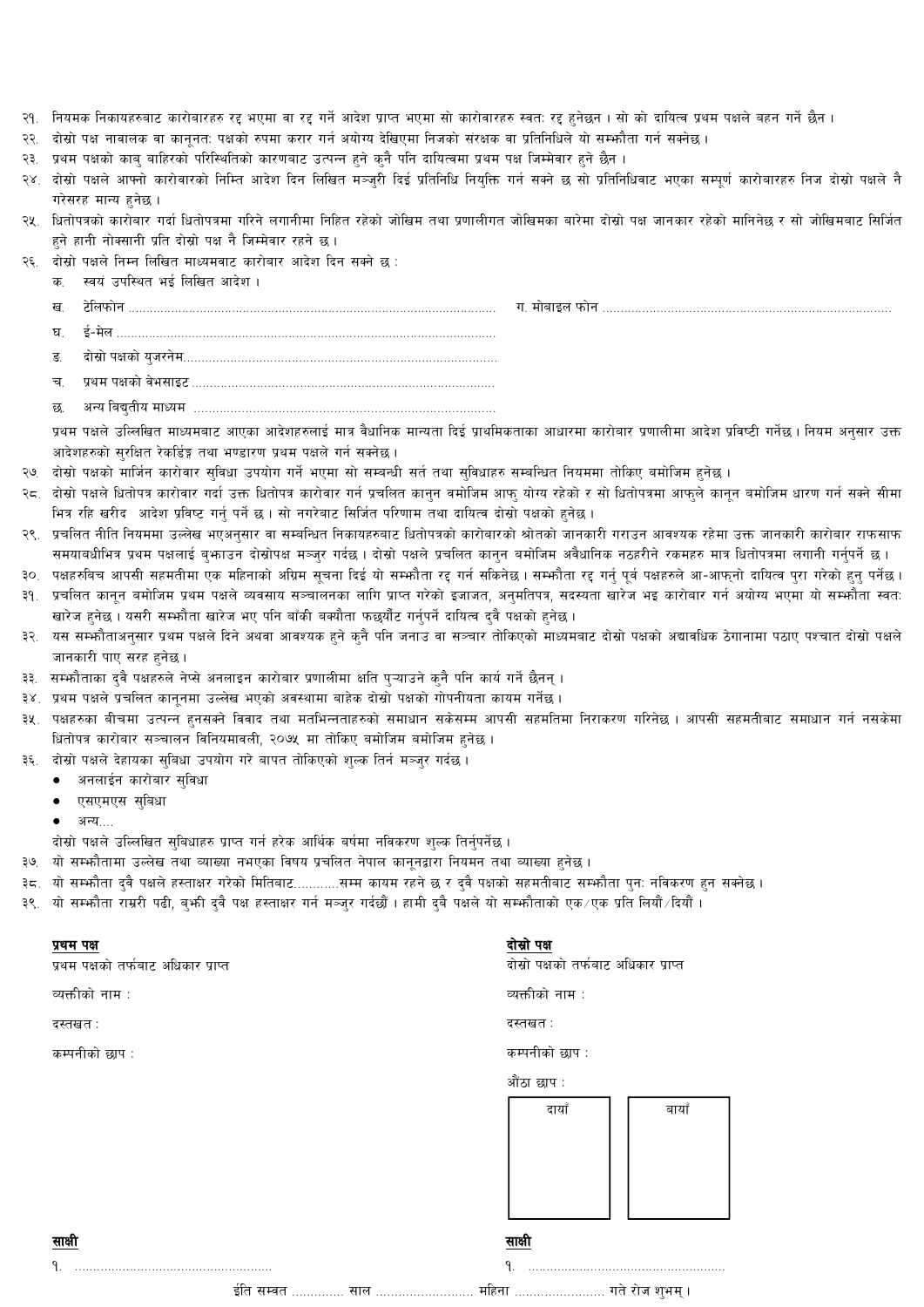२१. नियमक निकायहरुबाट कारोबारहरु रद्द भएमा वा रद्द गर्ने आदेश प्राप्त भएमा सो कारोबारहरु स्वतः रद्द हुनेछन । सो को दायित्व प्रथम पक्षले बहन गर्ने छैन ।

२२. दोस्रो पक्ष नावालक वा कानूनतः पक्षको रुपमा करार गर्न अयोग्य देखिएमा निजको संरक्षक वा प्रतिनिधिले यो सम्झौता गर्न सक्नेछ ।

२३. प्रथम पक्षको काबु बाहिरको परिस्थितिको कारणबाट उत्पन्न हुने कुनै पनि दायित्वमा प्रथम पक्ष जिम्मेवार हुने छैन ।

२४. दोस्रो पक्षले आफ्नो कारोवारको निम्ति आदेश दिन लिखित मञ्जुरी दिई प्रतिनिधि नियुक्ति गर्न सक्ने छ सो प्रतिनिधिवाट भएका सम्पूर्ण कारोबारहरु निज दोस्रो पक्षले नै गरेसरह मान्य हुनेछ ।

२५. धितोपत्रको कारोबार गर्दा धितोपत्रमा गरिने लगानीमा निहित रहेको जोखिम तथा प्रणालीगत जोखिमका बारेमा दोस्रो पक्ष जानकार रहेको मानिनेछ र सो जोखिमबाट सिर्जित हुने हानी नोक्सानी प्रति दोस्रो पक्ष नै जिम्मेवार रहने छ ।

२६. दोस्रो पक्षले निम्न लिखित माध्यमवाट कारोबार आदेश दिन सक्ने छ :

क. स्वयं उपस्थित भई लिखित आदेश ।

ख. टेलिफोन ............................................................ ग. मोबाइल फोन ............................................................

घ. ई-मेल ............................................................

ङ. दोस्रो पक्षको युजरनेम............................................................

च. प्रथम पक्षको वेभसाइट............................................................

छ. अन्य बिधुतीय माध्यम ............................................................

प्रथम पक्षले उल्लिखित माध्यमबाट आएका आदेशहरुलाई मात्र वैधानिक मान्यता दिई प्राथमिकताका आधारमा कारोबार प्रणालीमा आदेश प्रविष्टी गर्नेछ । नियम अनुसार उक्त आदेशहरुको सुरक्षित रेकर्डिङ्ग तथा भण्डारण प्रथम पक्षले गर्न सक्नेछ ।

२७. दोस्रो पक्षको मार्जिन कारोवार सुविधा उपयोग गर्ने भएमा सो सम्बन्धी सर्त तथा सुविधाहरु सम्बन्धित नियममा तोकिए बमोजिम हुनेछ ।

२८. दोस्रो पक्षले धितोपत्र कारोवार गर्दा उक्त धितोपत्र कारोवार गर्न प्रचलित कानुन बमोजिम आफू योग्य रहेको र सो धितोपत्रमा आफुले कानून बमोजिम धारण गर्न सक्ने सीमा भित्र रहि खरीद आदेश प्रविष्ट गर्नु पर्ने छ । सो नगरेबाट सिर्जित परिणाम तथा दायित्व दोस्रो पक्षको हुनेछ ।

२९. प्रचलित नीति नियममा उल्लेख भएअनुसार वा सम्बन्धित निकायहरुबाट धितोपत्रको कारोबारको श्रोतको जानकारी गराउन आवश्यक रहेमा उक्त जानकारी कारोबार राफसाफ समयावधीभित्र प्रथम पक्षलाई बुझाउन दोस्रोपक्ष मञ्जुर गर्दछ । दोस्रो पक्षले प्रचलित कानुन बमोजिम अवैधानिक नठहरीने रकमहरु मात्र धितोपत्रमा लगानी गर्नुपर्ने छ ।

३०. पक्षहरुबिच आपसी सहमतीमा एक महिनाको अग्रिम सूचना दिई यो सम्झौता रद्द गर्न सकिनेछ । सम्झौता रद्द गर्नु पूर्व पक्षहरुले आ-आफ्नो दायित्व पुरा गरेको हुनु पर्नेछ ।

३१. प्रचलित कानून बमोजिम प्रथम पक्षले व्यवसाय सञ्चालनका लागि प्राप्त गरेको इजाजत, अनुमतिपत्र, सदस्यता खारेज भइ कारोबार गर्न अयोग्य भएमा यो सम्झौता स्वतः खारेज हुनेछ । यसरी सम्झौता खारेज भए पनि बाँकी बक्यौता फछ्यौट गर्नुपर्ने दायित्व दुवै पक्षको हुनेछ ।

३२. यस सम्झौताअनुसार प्रथम पक्षले दिने अथवा आवश्यक हुने कुनै पनि जनाउ वा सञ्चार तोकिएको माध्यमबाट दोस्रो पक्षको अद्यावधिक ठेगानामा पठाए पश्चात दोस्रो पक्षले जानकारी पाए सरह हुनेछ ।

३३. सम्झौताका दुवै पक्षहरुले नेप्से अनलाइन कारोबार प्रणालीमा क्षति पुर्‍याउने कुनै पनि कार्य गर्ने छैनन् ।

३४. प्रथम पक्षले प्रचलित कानूनमा उल्लेख भएको अवस्थामा बाहेक दोस्रो पक्षको गोपनीयता कायम गर्नेछ ।

३५. पक्षहरुका बीचमा उत्पन्न हुनसक्ने विवाद तथा मतभिन्नताहरुको समाधान सकेसम्म आपसी सहमतिमा निराकरण गरिनेछ । आपसी सहमतीबाट समाधान गर्न नसकेमा धितोपत्र कारोबार सञ्चालन विनियमावली, २०७५ मा तोकिए बमोजिम बमोजिम हुनेछ ।

३६. दोस्रो पक्षले देहायका सुविधा उपयोग गरे बापत तोकिएको शुल्क तिर्न मञ्जुर गर्दछ ।

- अनलाईन कारोबार सुविधा
- एसएमएस सुविधा
- अन्य....

दोस्रो पक्षले उल्लिखित सुविधाहरु प्राप्त गर्न हरेक आर्थिक बर्षमा नविकरण शुल्क तिर्नुपर्नेछ ।

३७. यो सम्झौतामा उल्लेख तथा व्याख्या नभएका विषय प्रचलित नेपाल कानूनद्वारा नियमन तथा व्याख्या हुनेछ ।

३८. यो सम्झौता दुवै पक्षले हस्ताक्षर गरेको मितिबाट............सम्म कायम रहने छ र दुवै पक्षको सहमतीबाट सम्झौता पुनः नविकरण हुन सक्नेछ ।

३९. यो सम्झौता राम्ररी पढी, बुझी दुवै पक्ष हस्ताक्षर गर्न मञ्जुर गर्दछौं । हामी दुवै पक्षले यो सम्झौताको एक/एक प्रति लियौं/दियौं ।

**प्रथम पक्ष**

प्रथम पक्षको तर्फबाट अधिकार प्राप्त

व्यक्तीको नाम :

दस्तखत :

कम्पनीको छाप :

**दोस्रो पक्ष**

दोस्रो पक्षको तर्फबाट अधिकार प्राप्त

व्यक्तीको नाम :

दस्तखत :

कम्पनीको छाप :

औठा छाप :

| दायाँ | बायाँ |
|---|---|
| | |

**साक्षी**

१. ............................................................

**साक्षी**

१. ............................................................

ईति सम्वत ............. साल ......................... महिना ....................... गते रोज शुभम् ।